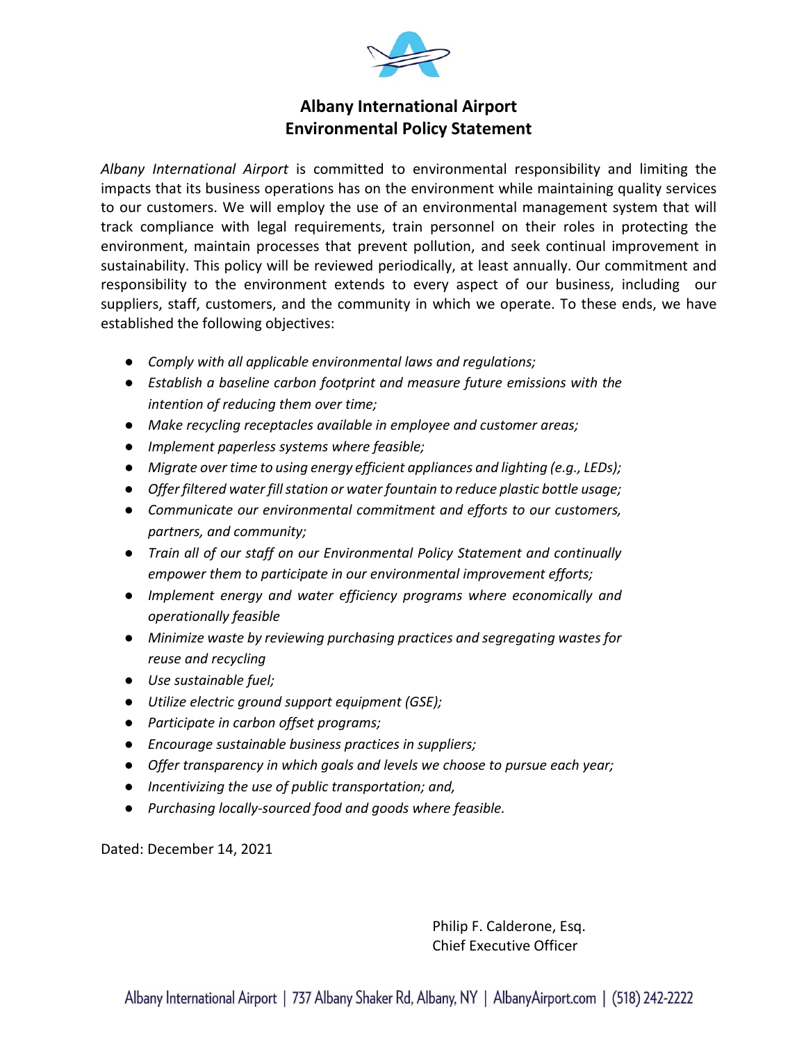# Albany International Airport
# Environmental Policy Statement

*Albany International Airport* is committed to environmental responsibility and limiting the impacts that its business operations has on the environment while maintaining quality services to our customers. We will employ the use of an environmental management system that will track compliance with legal requirements, train personnel on their roles in protecting the environment, maintain processes that prevent pollution, and seek continual improvement in sustainability. This policy will be reviewed periodically, at least annually. Our commitment and responsibility to the environment extends to every aspect of our business, including our suppliers, staff, customers, and the community in which we operate. To these ends, we have established the following objectives:

- *Comply with all applicable environmental laws and regulations;*
- *Establish a baseline carbon footprint and measure future emissions with the intention of reducing them over time;*
- *Make recycling receptacles available in employee and customer areas;*
- *Implement paperless systems where feasible;*
- *Migrate over time to using energy efficient appliances and lighting (e.g., LEDs);*
- *Offer filtered water fill station or water fountain to reduce plastic bottle usage;*
- *Communicate our environmental commitment and efforts to our customers, partners, and community;*
- *Train all of our staff on our Environmental Policy Statement and continually empower them to participate in our environmental improvement efforts;*
- *Implement energy and water efficiency programs where economically and operationally feasible*
- *Minimize waste by reviewing purchasing practices and segregating wastes for reuse and recycling*
- *Use sustainable fuel;*
- *Utilize electric ground support equipment (GSE);*
- *Participate in carbon offset programs;*
- *Encourage sustainable business practices in suppliers;*
- *Offer transparency in which goals and levels we choose to pursue each year;*
- *Incentivizing the use of public transportation; and,*
- *Purchasing locally-sourced food and goods where feasible.*

Dated: December 14, 2021

Philip F. Calderone, Esq.
Chief Executive Officer

Albany International Airport | 737 Albany Shaker Rd, Albany, NY | AlbanyAirport.com | (518) 242-2222